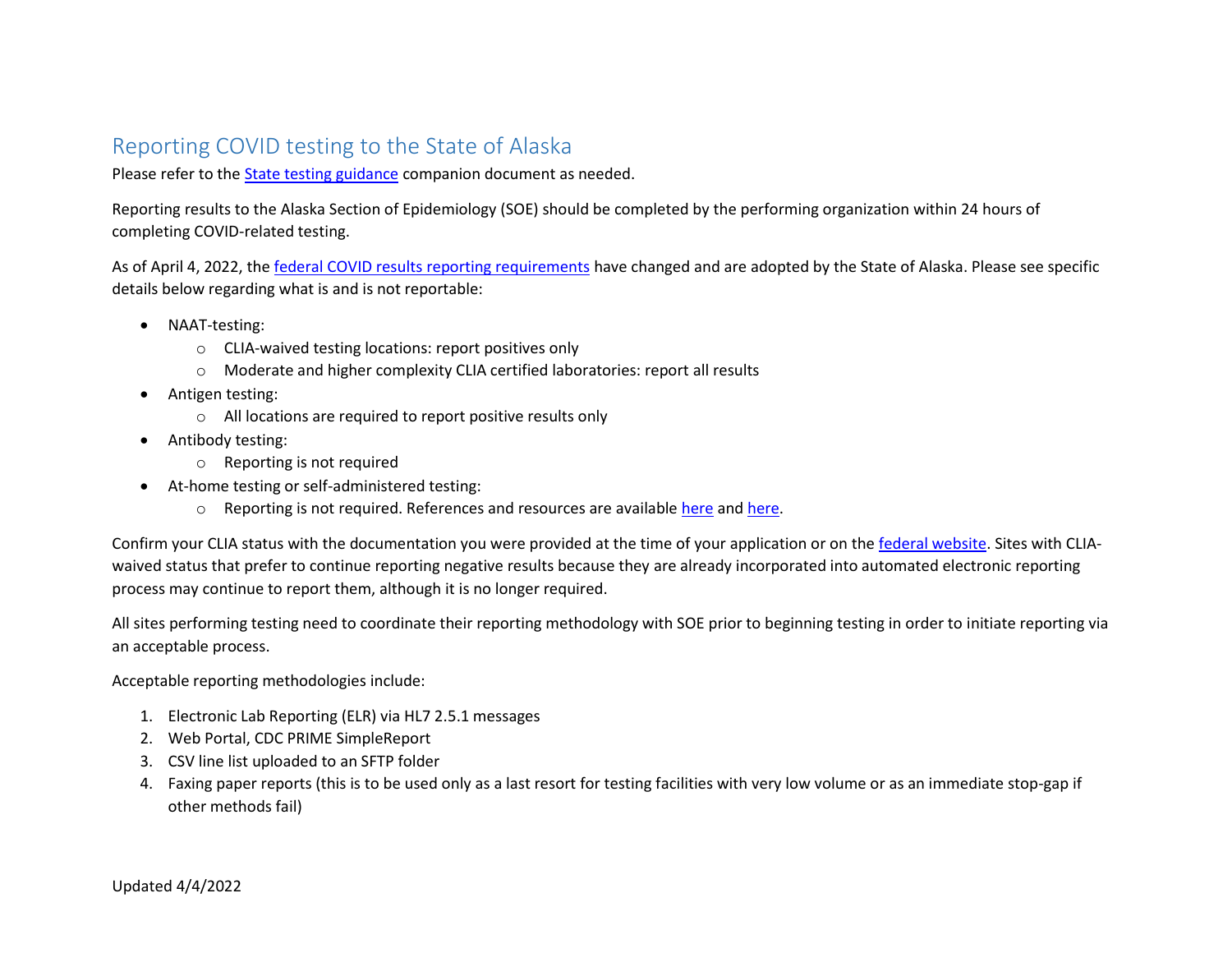# Reporting COVID testing to the State of Alaska

Please refer to the State testing guidance companion document as needed.

Reporting results to the Alaska Section of Epidemiology (SOE) should be completed by the performing organization within 24 hours of completing COVID-related testing.

As of April 4, 2022, the federal COVID results reporting requirements have changed and are adopted by the State of Alaska. Please see specific details below regarding what is and is not reportable:

- NAAT-testing:
  - CLIA-waived testing locations: report positives only
  - Moderate and higher complexity CLIA certified laboratories: report all results
- Antigen testing:
  - All locations are required to report positive results only
- Antibody testing:
  - Reporting is not required
- At-home testing or self-administered testing:
  - Reporting is not required. References and resources are available here and here.

Confirm your CLIA status with the documentation you were provided at the time of your application or on the federal website. Sites with CLIA-waived status that prefer to continue reporting negative results because they are already incorporated into automated electronic reporting process may continue to report them, although it is no longer required.

All sites performing testing need to coordinate their reporting methodology with SOE prior to beginning testing in order to initiate reporting via an acceptable process.

Acceptable reporting methodologies include:

1. Electronic Lab Reporting (ELR) via HL7 2.5.1 messages
2. Web Portal, CDC PRIME SimpleReport
3. CSV line list uploaded to an SFTP folder
4. Faxing paper reports (this is to be used only as a last resort for testing facilities with very low volume or as an immediate stop-gap if other methods fail)

Updated 4/4/2022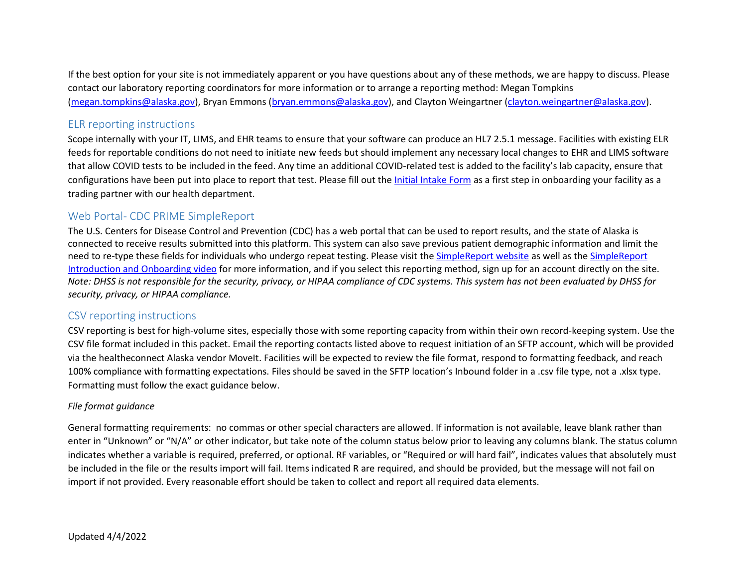If the best option for your site is not immediately apparent or you have questions about any of these methods, we are happy to discuss. Please contact our laboratory reporting coordinators for more information or to arrange a reporting method: Megan Tompkins (megan.tompkins@alaska.gov), Bryan Emmons (bryan.emmons@alaska.gov), and Clayton Weingartner (clayton.weingartner@alaska.gov).

## ELR reporting instructions

Scope internally with your IT, LIMS, and EHR teams to ensure that your software can produce an HL7 2.5.1 message. Facilities with existing ELR feeds for reportable conditions do not need to initiate new feeds but should implement any necessary local changes to EHR and LIMS software that allow COVID tests to be included in the feed. Any time an additional COVID-related test is added to the facility's lab capacity, ensure that configurations have been put into place to report that test. Please fill out the Initial Intake Form as a first step in onboarding your facility as a trading partner with our health department.

## Web Portal- CDC PRIME SimpleReport

The U.S. Centers for Disease Control and Prevention (CDC) has a web portal that can be used to report results, and the state of Alaska is connected to receive results submitted into this platform. This system can also save previous patient demographic information and limit the need to re-type these fields for individuals who undergo repeat testing. Please visit the SimpleReport website as well as the SimpleReport Introduction and Onboarding video for more information, and if you select this reporting method, sign up for an account directly on the site. *Note: DHSS is not responsible for the security, privacy, or HIPAA compliance of CDC systems. This system has not been evaluated by DHSS for security, privacy, or HIPAA compliance.*

## CSV reporting instructions

CSV reporting is best for high-volume sites, especially those with some reporting capacity from within their own record-keeping system. Use the CSV file format included in this packet. Email the reporting contacts listed above to request initiation of an SFTP account, which will be provided via the healtheconnect Alaska vendor MoveIt. Facilities will be expected to review the file format, respond to formatting feedback, and reach 100% compliance with formatting expectations. Files should be saved in the SFTP location's Inbound folder in a .csv file type, not a .xlsx type. Formatting must follow the exact guidance below.

*File format guidance*

General formatting requirements: no commas or other special characters are allowed. If information is not available, leave blank rather than enter in "Unknown" or "N/A" or other indicator, but take note of the column status below prior to leaving any columns blank. The status column indicates whether a variable is required, preferred, or optional. RF variables, or "Required or will hard fail", indicates values that absolutely must be included in the file or the results import will fail. Items indicated R are required, and should be provided, but the message will not fail on import if not provided. Every reasonable effort should be taken to collect and report all required data elements.

Updated 4/4/2022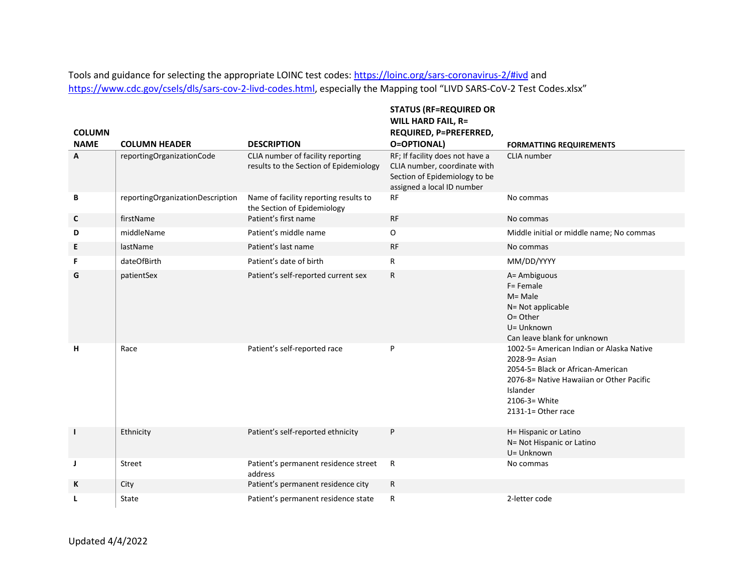Tools and guidance for selecting the appropriate LOINC test codes: https://loinc.org/sars-coronavirus-2/#ivd and https://www.cdc.gov/csels/dls/sars-cov-2-livd-codes.html, especially the Mapping tool "LIVD SARS-CoV-2 Test Codes.xlsx"

| COLUMN NAME | COLUMN HEADER | DESCRIPTION | STATUS (RF=REQUIRED OR WILL HARD FAIL, R= REQUIRED, P=PREFERRED, O=OPTIONAL) | FORMATTING REQUIREMENTS |
|---|---|---|---|---|
| A | reportingOrganizationCode | CLIA number of facility reporting results to the Section of Epidemiology | RF; If facility does not have a CLIA number, coordinate with Section of Epidemiology to be assigned a local ID number | CLIA number |
| B | reportingOrganizationDescription | Name of facility reporting results to the Section of Epidemiology | RF | No commas |
| C | firstName | Patient's first name | RF | No commas |
| D | middleName | Patient's middle name | O | Middle initial or middle name; No commas |
| E | lastName | Patient's last name | RF | No commas |
| F | dateOfBirth | Patient's date of birth | R | MM/DD/YYYY |
| G | patientSex | Patient's self-reported current sex | R | A= Ambiguous<br>F= Female<br>M= Male<br>N= Not applicable<br>O= Other<br>U= Unknown<br>Can leave blank for unknown |
| H | Race | Patient's self-reported race | P | 1002-5= American Indian or Alaska Native<br>2028-9= Asian<br>2054-5= Black or African-American<br>2076-8= Native Hawaiian or Other Pacific Islander<br>2106-3= White<br>2131-1= Other race |
| I | Ethnicity | Patient's self-reported ethnicity | P | H= Hispanic or Latino<br>N= Not Hispanic or Latino<br>U= Unknown |
| J | Street | Patient's permanent residence street address | R | No commas |
| K | City | Patient's permanent residence city | R | |
| L | State | Patient's permanent residence state | R | 2-letter code |

Updated 4/4/2022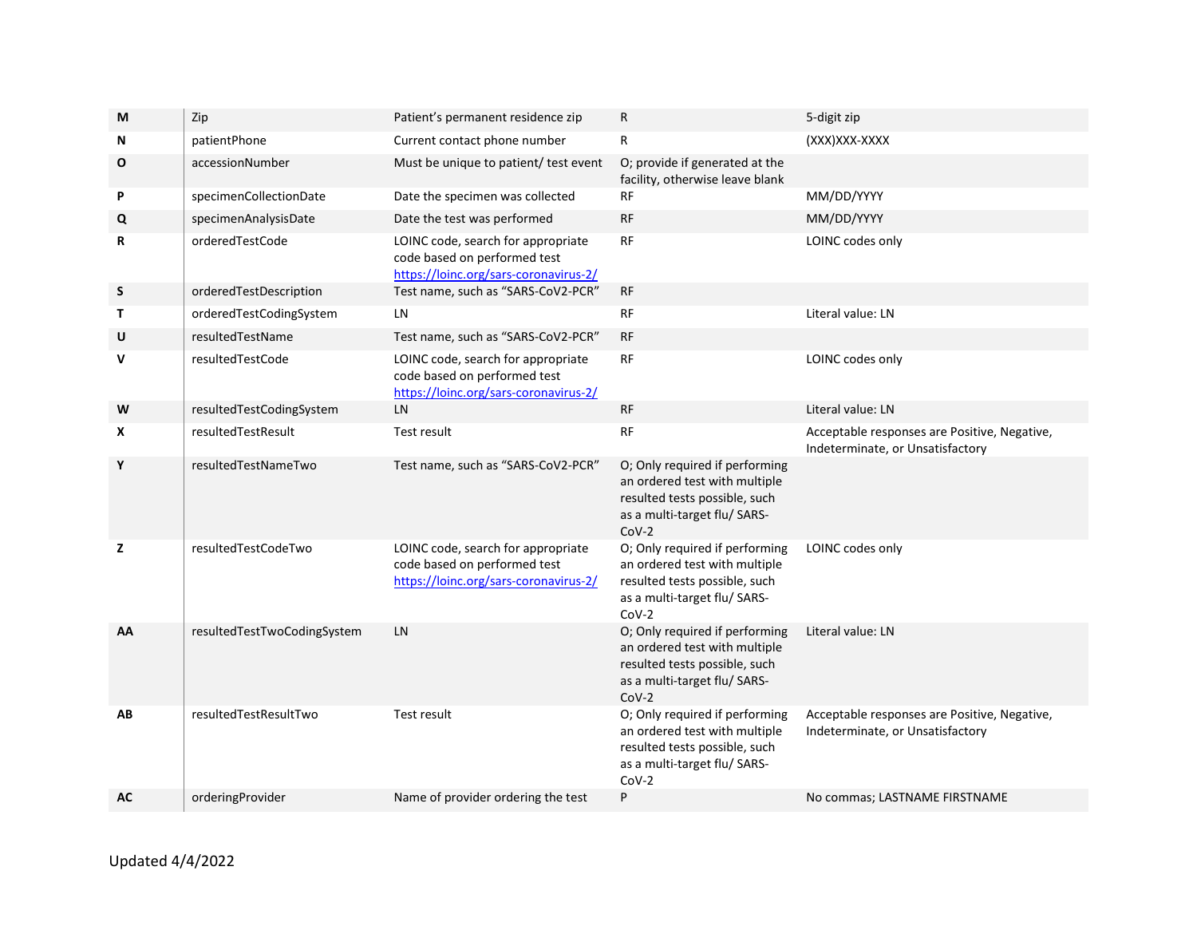| | | | | |
|---|---|---|---|---|
| **M** | Zip | Patient's permanent residence zip | R | 5-digit zip |
| **N** | patientPhone | Current contact phone number | R | (XXX)XXX-XXXX |
| **O** | accessionNumber | Must be unique to patient/ test event | O; provide if generated at the facility, otherwise leave blank | |
| **P** | specimenCollectionDate | Date the specimen was collected | RF | MM/DD/YYYY |
| **Q** | specimenAnalysisDate | Date the test was performed | RF | MM/DD/YYYY |
| **R** | orderedTestCode | LOINC code, search for appropriate code based on performed test [https://loinc.org/sars-coronavirus-2/](https://loinc.org/sars-coronavirus-2/) | RF | LOINC codes only |
| **S** | orderedTestDescription | Test name, such as "SARS-CoV2-PCR" | RF | |
| **T** | orderedTestCodingSystem | LN | RF | Literal value: LN |
| **U** | resultedTestName | Test name, such as "SARS-CoV2-PCR" | RF | |
| **V** | resultedTestCode | LOINC code, search for appropriate code based on performed test [https://loinc.org/sars-coronavirus-2/](https://loinc.org/sars-coronavirus-2/) | RF | LOINC codes only |
| **W** | resultedTestCodingSystem | LN | RF | Literal value: LN |
| **X** | resultedTestResult | Test result | RF | Acceptable responses are Positive, Negative, Indeterminate, or Unsatisfactory |
| **Y** | resultedTestNameTwo | Test name, such as "SARS-CoV2-PCR" | O; Only required if performing an ordered test with multiple resulted tests possible, such as a multi-target flu/ SARS-CoV-2 | |
| **Z** | resultedTestCodeTwo | LOINC code, search for appropriate code based on performed test [https://loinc.org/sars-coronavirus-2/](https://loinc.org/sars-coronavirus-2/) | O; Only required if performing an ordered test with multiple resulted tests possible, such as a multi-target flu/ SARS-CoV-2 | LOINC codes only |
| **AA** | resultedTestTwoCodingSystem | LN | O; Only required if performing an ordered test with multiple resulted tests possible, such as a multi-target flu/ SARS-CoV-2 | Literal value: LN |
| **AB** | resultedTestResultTwo | Test result | O; Only required if performing an ordered test with multiple resulted tests possible, such as a multi-target flu/ SARS-CoV-2 | Acceptable responses are Positive, Negative, Indeterminate, or Unsatisfactory |
| **AC** | orderingProvider | Name of provider ordering the test | P | No commas; LASTNAME FIRSTNAME |

Updated 4/4/2022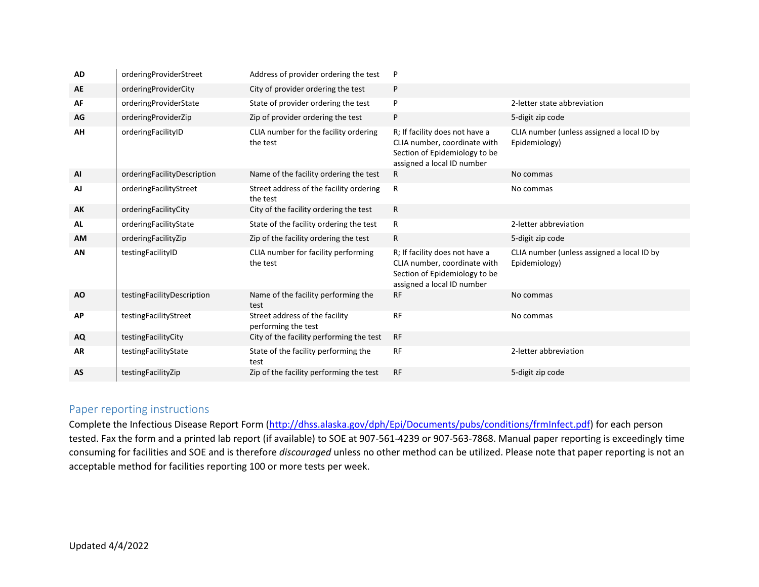| | | | | |
|---|---|---|---|---|
| **AD** | orderingProviderStreet | Address of provider ordering the test | P | |
| **AE** | orderingProviderCity | City of provider ordering the test | P | |
| **AF** | orderingProviderState | State of provider ordering the test | P | 2-letter state abbreviation |
| **AG** | orderingProviderZip | Zip of provider ordering the test | P | 5-digit zip code |
| **AH** | orderingFacilityID | CLIA number for the facility ordering the test | R; If facility does not have a CLIA number, coordinate with Section of Epidemiology to be assigned a local ID number | CLIA number (unless assigned a local ID by Epidemiology) |
| **AI** | orderingFacilityDescription | Name of the facility ordering the test | R | No commas |
| **AJ** | orderingFacilityStreet | Street address of the facility ordering the test | R | No commas |
| **AK** | orderingFacilityCity | City of the facility ordering the test | R | |
| **AL** | orderingFacilityState | State of the facility ordering the test | R | 2-letter abbreviation |
| **AM** | orderingFacilityZip | Zip of the facility ordering the test | R | 5-digit zip code |
| **AN** | testingFacilityID | CLIA number for facility performing the test | R; If facility does not have a CLIA number, coordinate with Section of Epidemiology to be assigned a local ID number | CLIA number (unless assigned a local ID by Epidemiology) |
| **AO** | testingFacilityDescription | Name of the facility performing the test | RF | No commas |
| **AP** | testingFacilityStreet | Street address of the facility performing the test | RF | No commas |
| **AQ** | testingFacilityCity | City of the facility performing the test | RF | |
| **AR** | testingFacilityState | State of the facility performing the test | RF | 2-letter abbreviation |
| **AS** | testingFacilityZip | Zip of the facility performing the test | RF | 5-digit zip code |

## Paper reporting instructions

Complete the Infectious Disease Report Form (http://dhss.alaska.gov/dph/Epi/Documents/pubs/conditions/frmInfect.pdf) for each person tested. Fax the form and a printed lab report (if available) to SOE at 907-561-4239 or 907-563-7868. Manual paper reporting is exceedingly time consuming for facilities and SOE and is therefore *discouraged* unless no other method can be utilized. Please note that paper reporting is not an acceptable method for facilities reporting 100 or more tests per week.

Updated 4/4/2022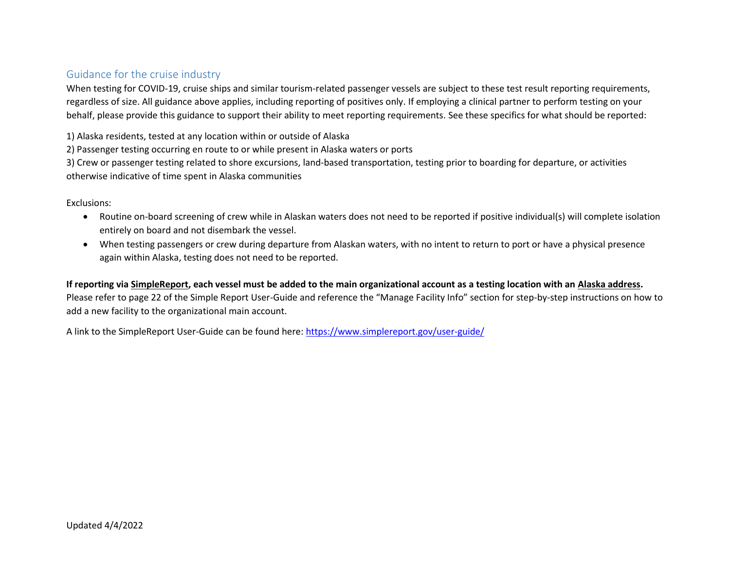## Guidance for the cruise industry

When testing for COVID-19, cruise ships and similar tourism-related passenger vessels are subject to these test result reporting requirements, regardless of size. All guidance above applies, including reporting of positives only. If employing a clinical partner to perform testing on your behalf, please provide this guidance to support their ability to meet reporting requirements. See these specifics for what should be reported:

1) Alaska residents, tested at any location within or outside of Alaska
2) Passenger testing occurring en route to or while present in Alaska waters or ports
3) Crew or passenger testing related to shore excursions, land-based transportation, testing prior to boarding for departure, or activities otherwise indicative of time spent in Alaska communities

Exclusions:

- Routine on-board screening of crew while in Alaskan waters does not need to be reported if positive individual(s) will complete isolation entirely on board and not disembark the vessel.
- When testing passengers or crew during departure from Alaskan waters, with no intent to return to port or have a physical presence again within Alaska, testing does not need to be reported.

**If reporting via SimpleReport, each vessel must be added to the main organizational account as a testing location with an Alaska address.** Please refer to page 22 of the Simple Report User-Guide and reference the "Manage Facility Info" section for step-by-step instructions on how to add a new facility to the organizational main account.

A link to the SimpleReport User-Guide can be found here: https://www.simplereport.gov/user-guide/

Updated 4/4/2022